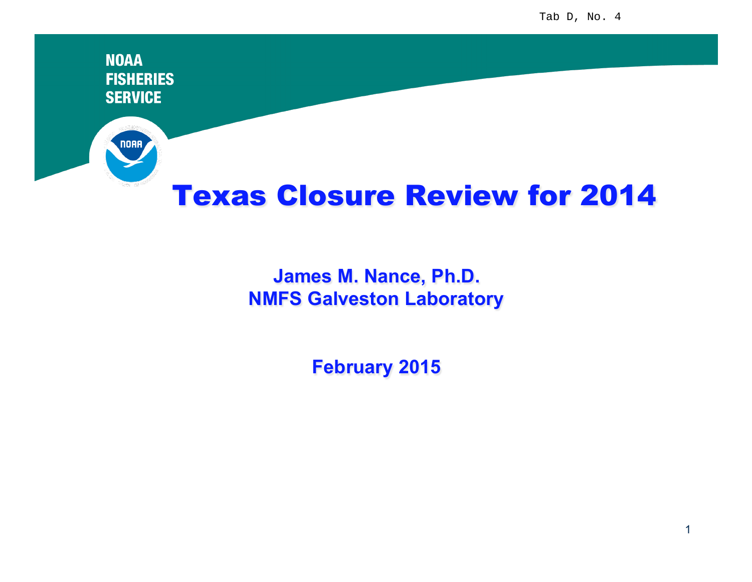Tab D, No. 4

NOAA
FISHERIES
SERVICE

# Texas Closure Review for 2014

**James M. Nance, Ph.D.**
**NMFS Galveston Laboratory**

**February 2015**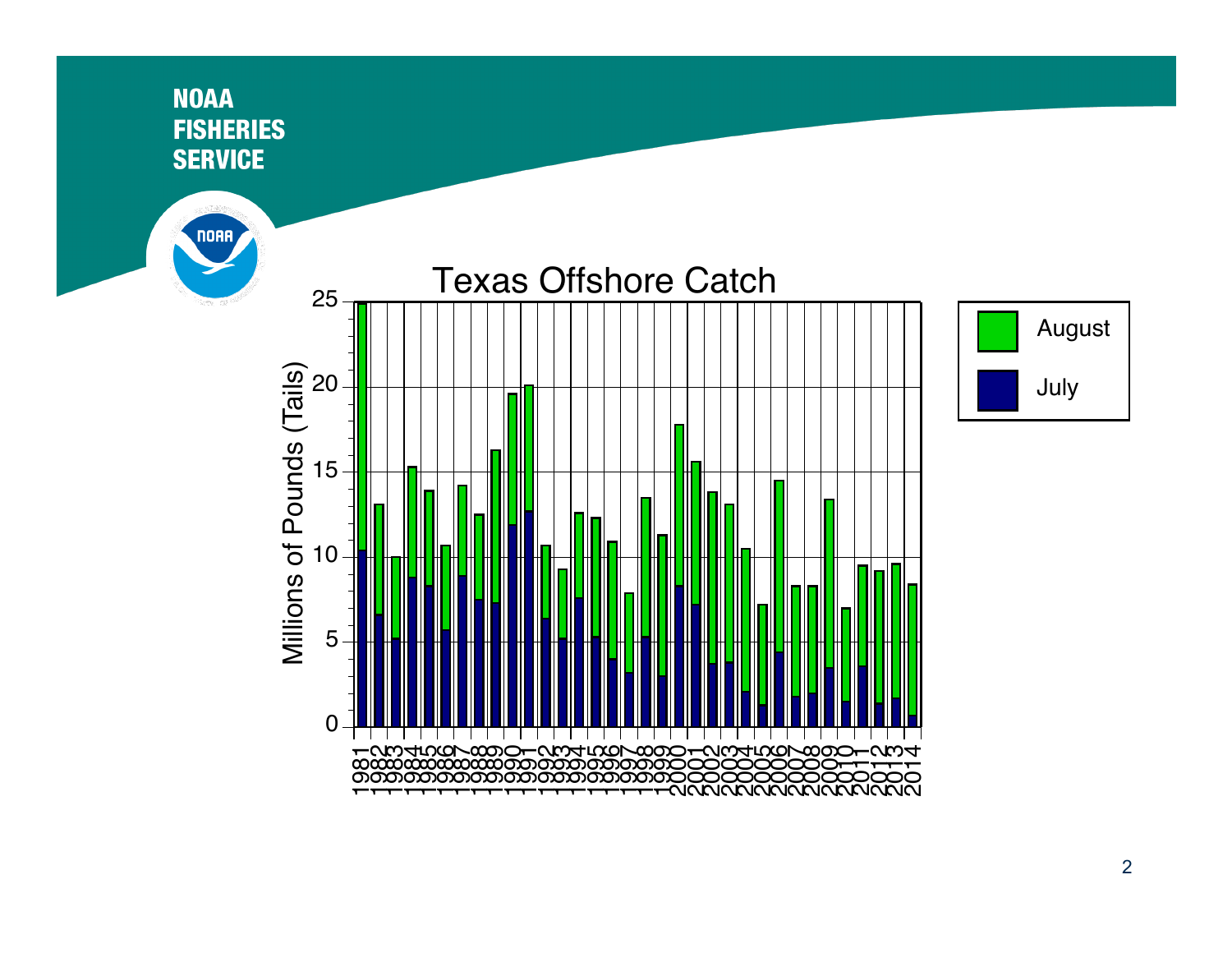NOAA
FISHERIES
SERVICE

## Texas Offshore Catch

Millions of Pounds (Tails)

August

July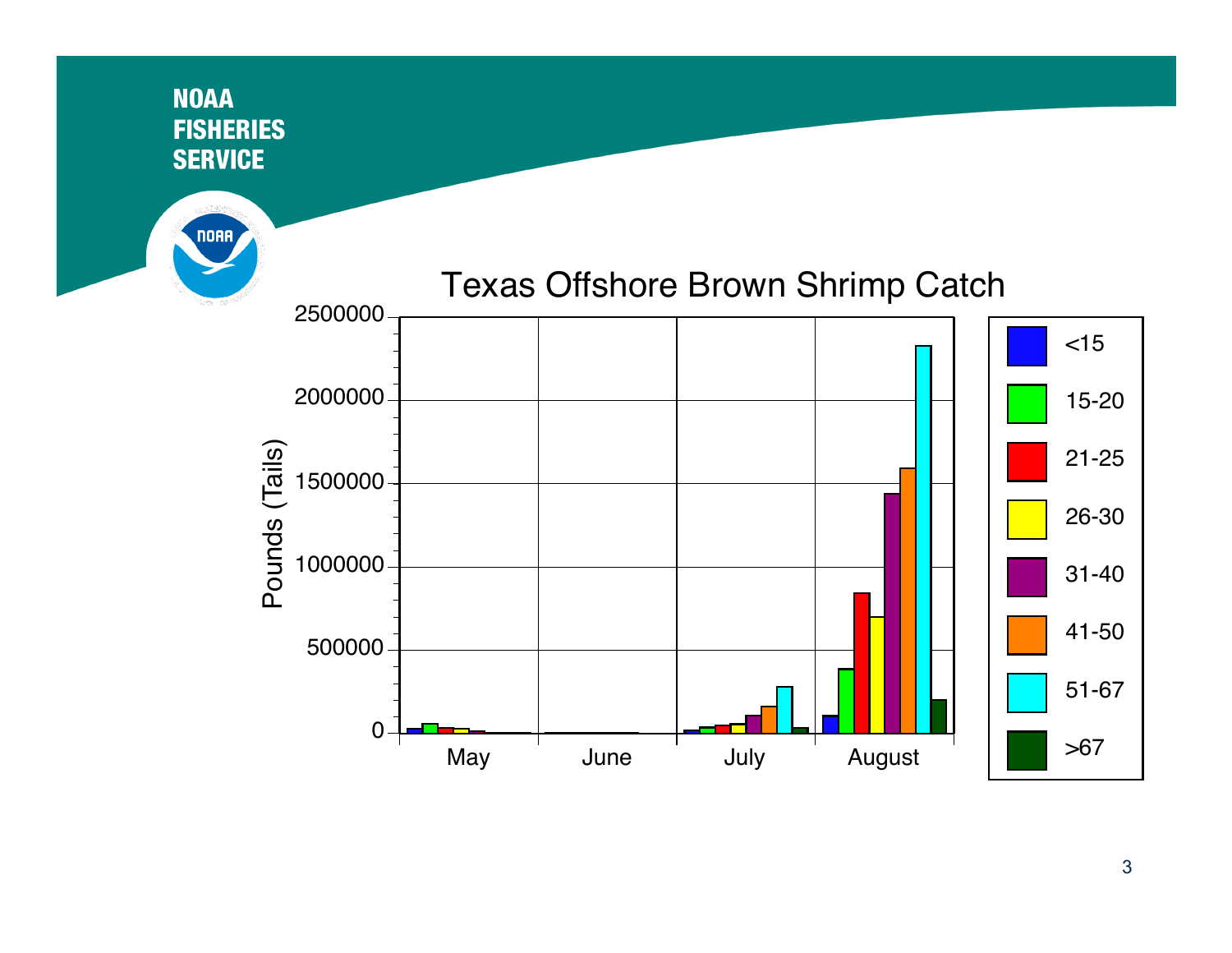NOAA
FISHERIES
SERVICE

## Texas Offshore Brown Shrimp Catch

Pounds (Tails)

2500000
2000000
1500000
1000000
500000
0

May | June | July | August

<15
15-20
21-25
26-30
31-40
41-50
51-67
>67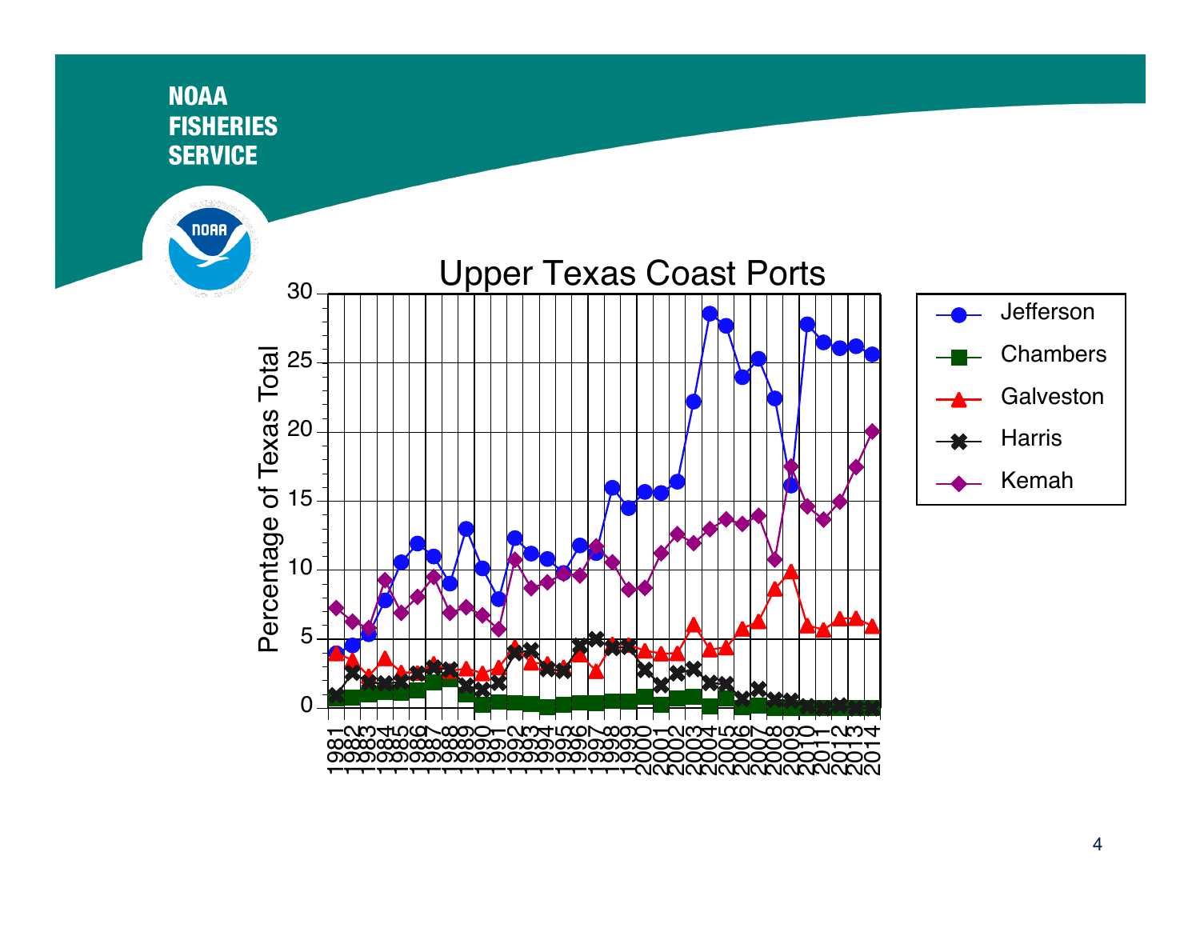NOAA
FISHERIES
SERVICE

## Upper Texas Coast Ports

Percentage of Texas Total

Legend: Jefferson, Chambers, Galveston, Harris, Kemah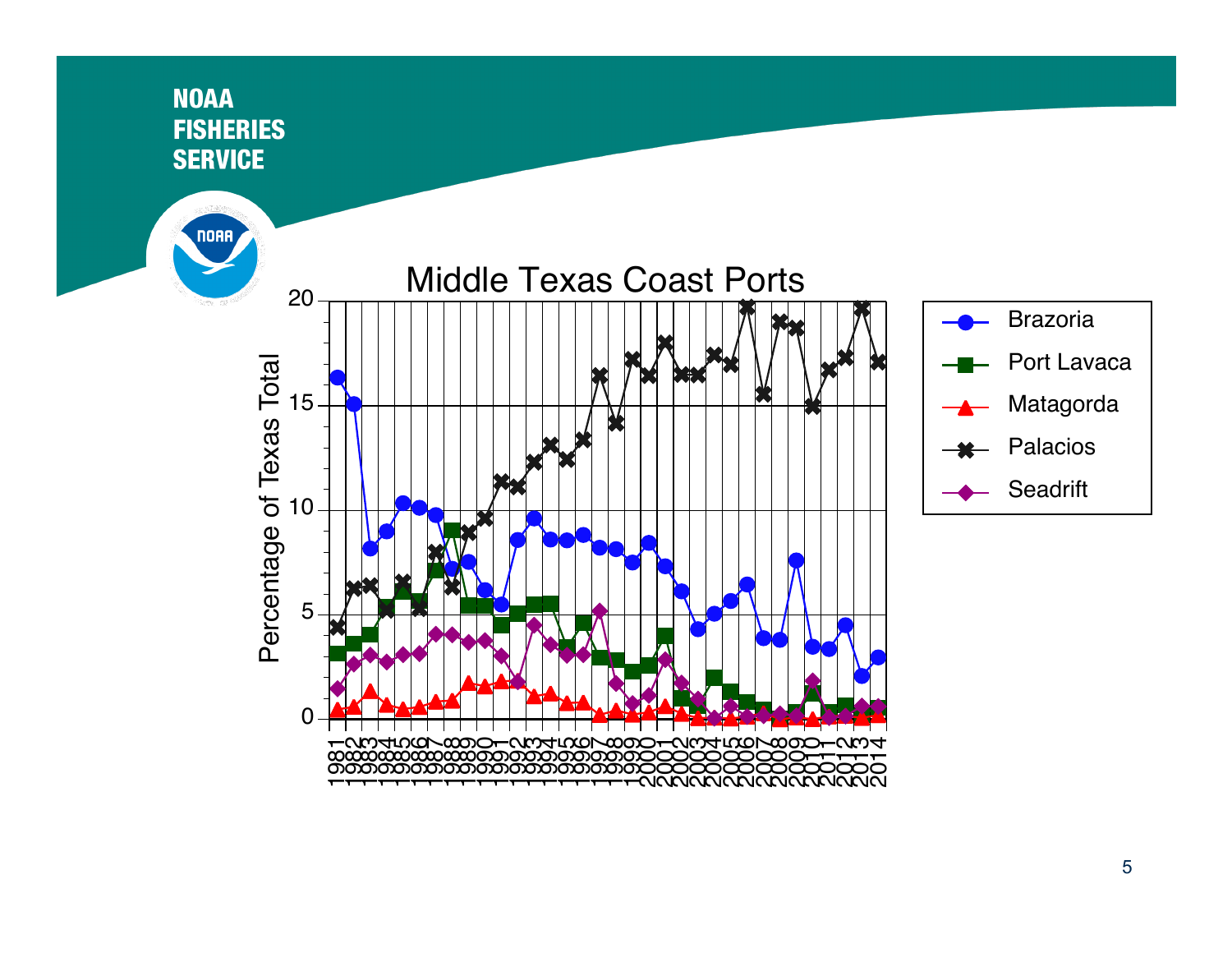NOAA FISHERIES SERVICE

## Middle Texas Coast Ports

Percentage of Texas Total

Legend: Brazoria, Port Lavaca, Matagorda, Palacios, Seadrift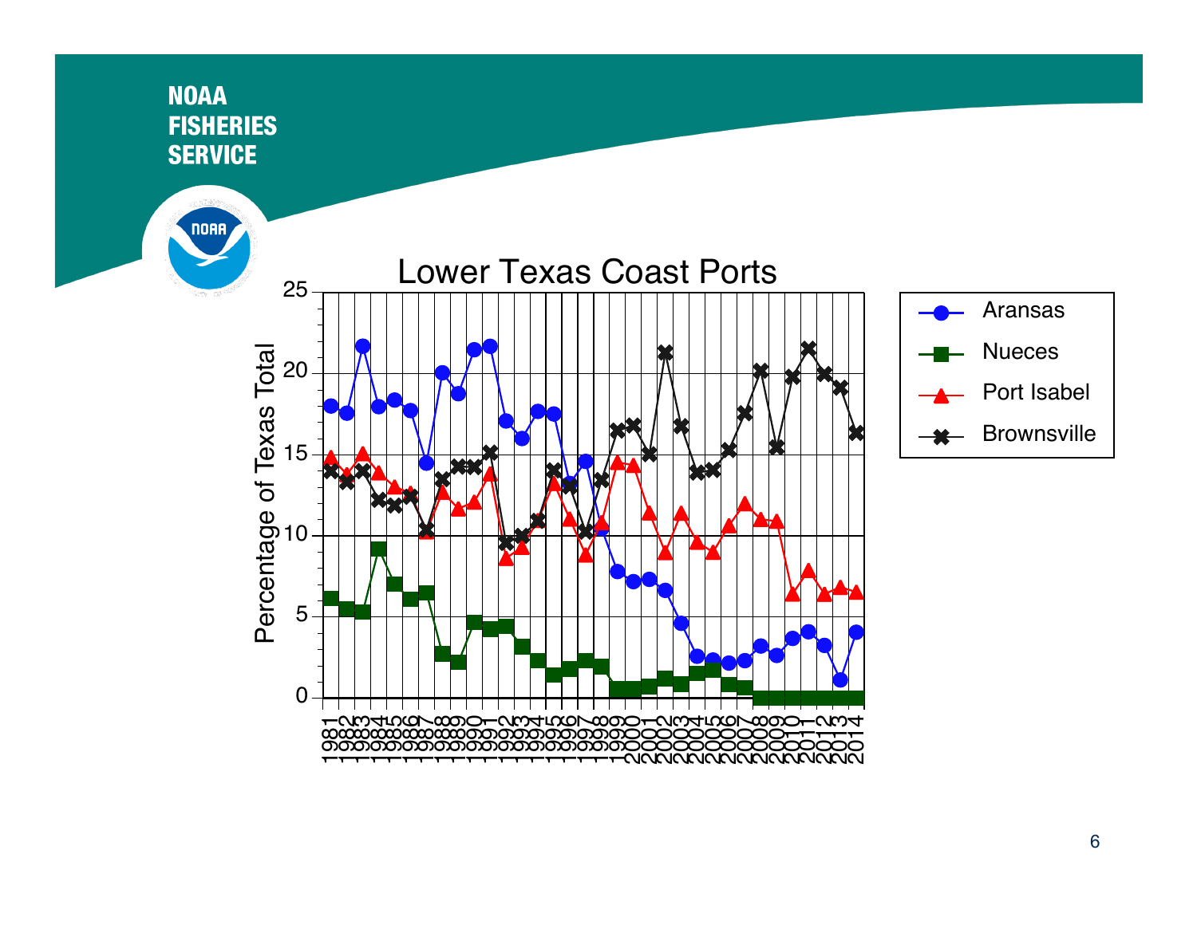NOAA
FISHERIES
SERVICE

## Lower Texas Coast Ports

Percentage of Texas Total

Legend: Aransas, Nueces, Port Isabel, Brownsville

1981 1982 1983 1984 1985 1986 1987 1988 1989 1990 1991 1992 1993 1994 1995 1996 1997 1998 1999 2000 2001 2002 2003 2004 2005 2006 2007 2008 2009 2010 2011 2012 2013 2014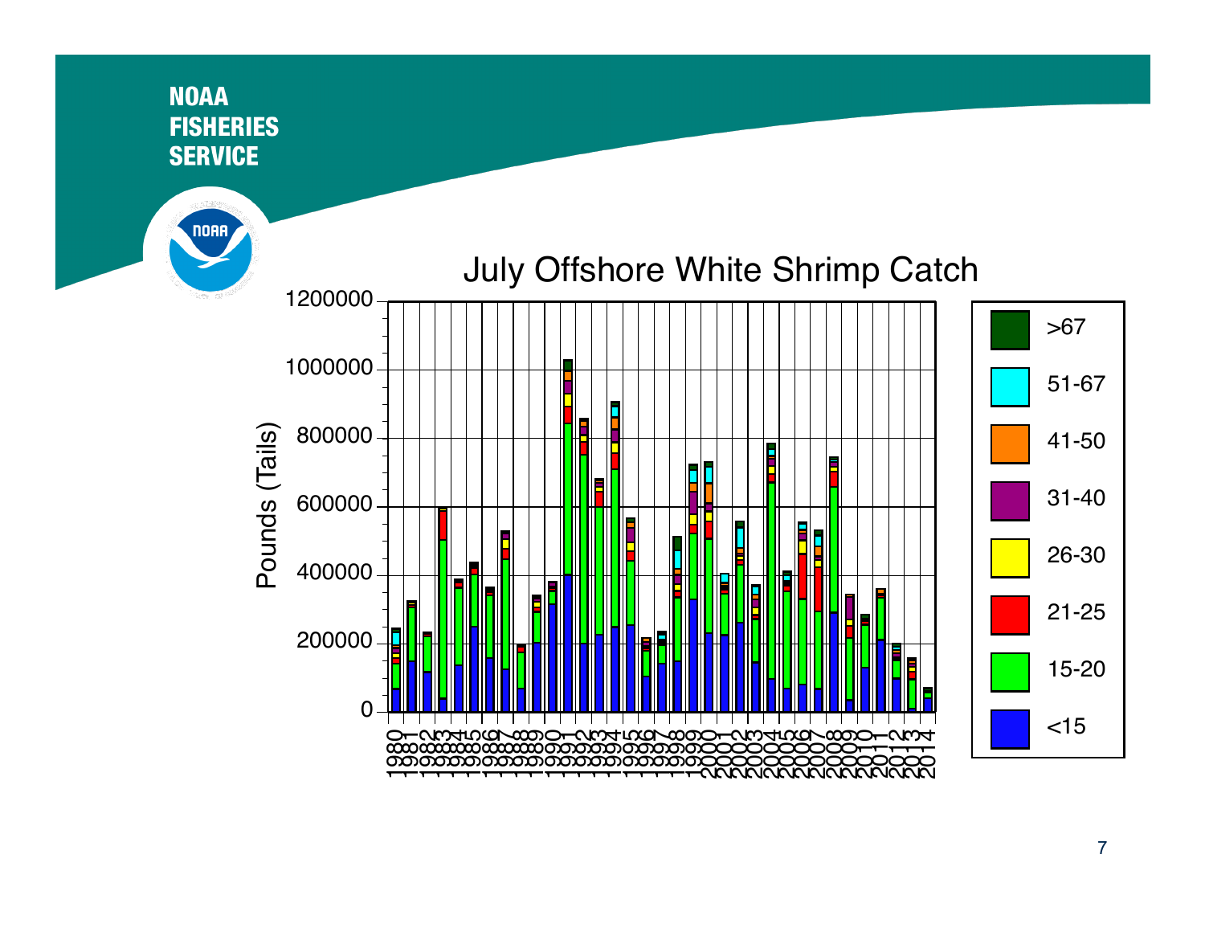NOAA FISHERIES SERVICE

## July Offshore White Shrimp Catch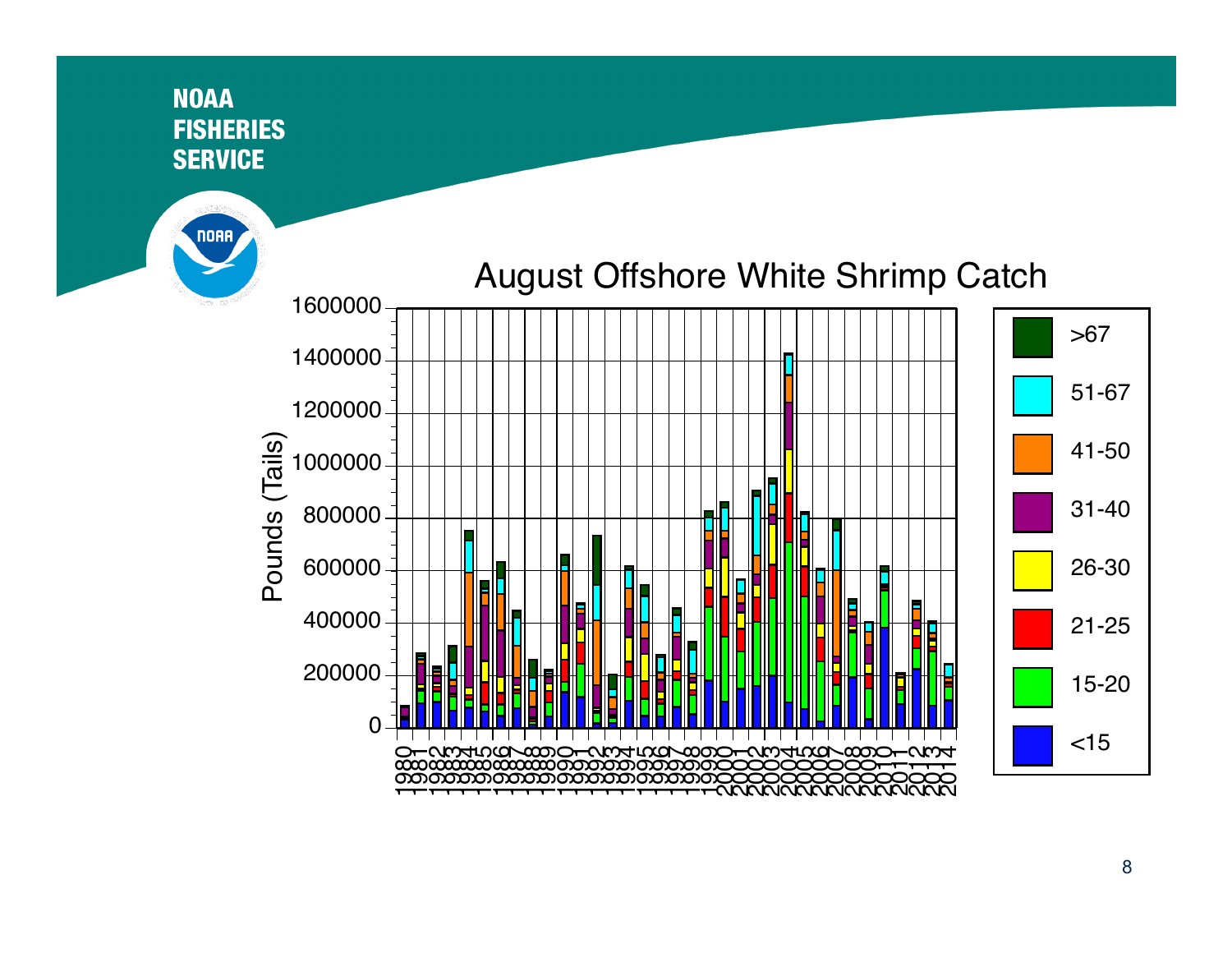NOAA FISHERIES SERVICE

## August Offshore White Shrimp Catch

Pounds (Tails)

Legend: >67, 51-67, 41-50, 31-40, 26-30, 21-25, 15-20, <15

Years: 1980–2014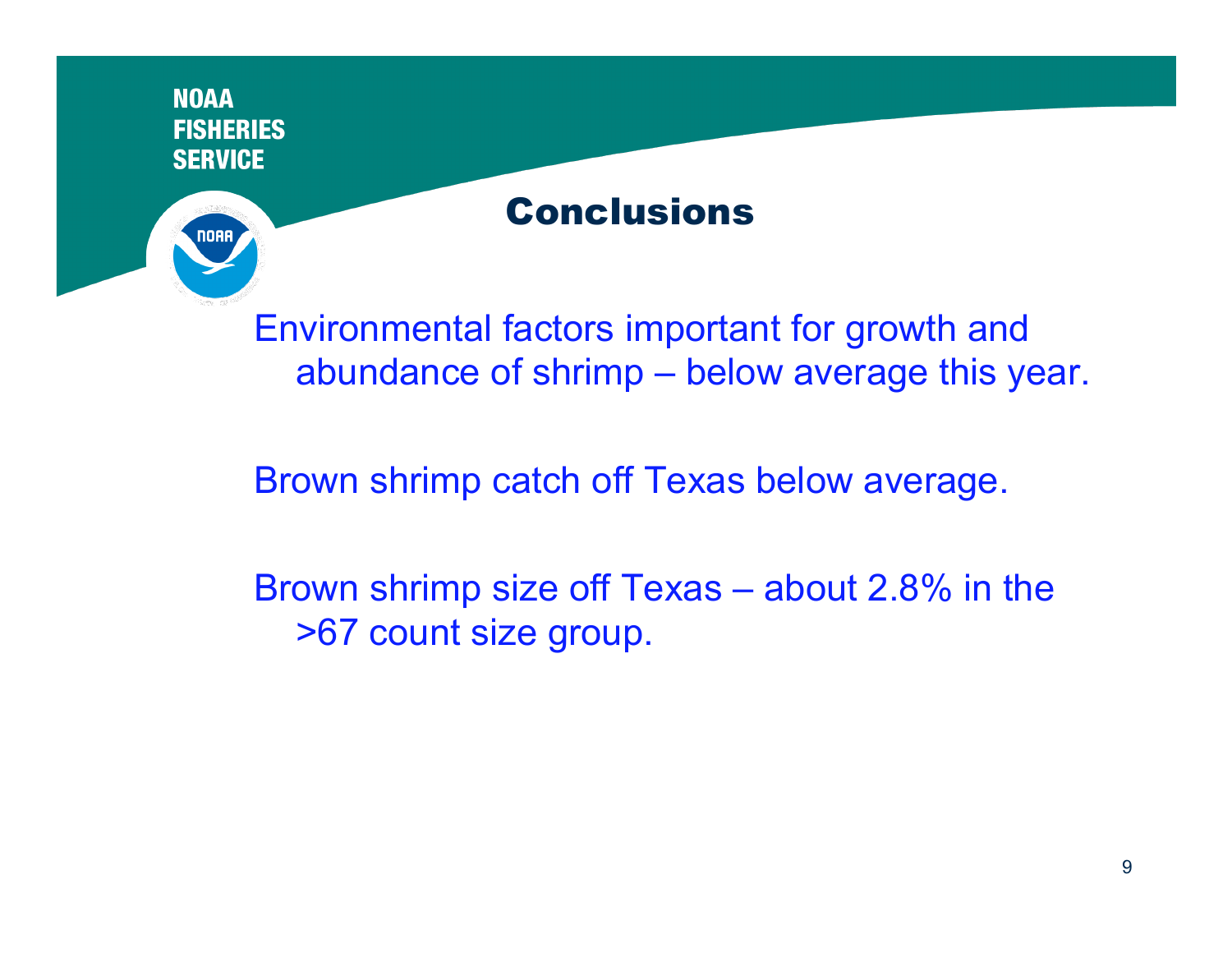## Conclusions

Environmental factors important for growth and abundance of shrimp – below average this year.

Brown shrimp catch off Texas below average.

Brown shrimp size off Texas – about 2.8% in the >67 count size group.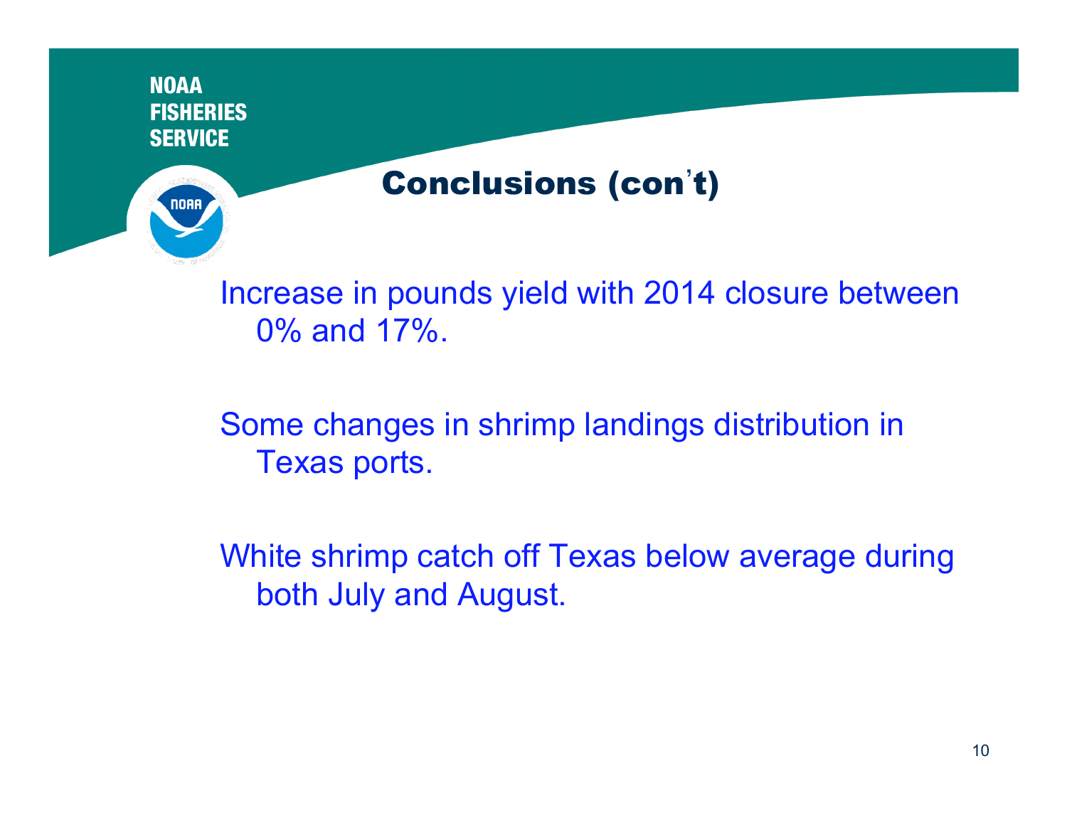# Conclusions (con't)

Increase in pounds yield with 2014 closure between 0% and 17%.

Some changes in shrimp landings distribution in Texas ports.

White shrimp catch off Texas below average during both July and August.